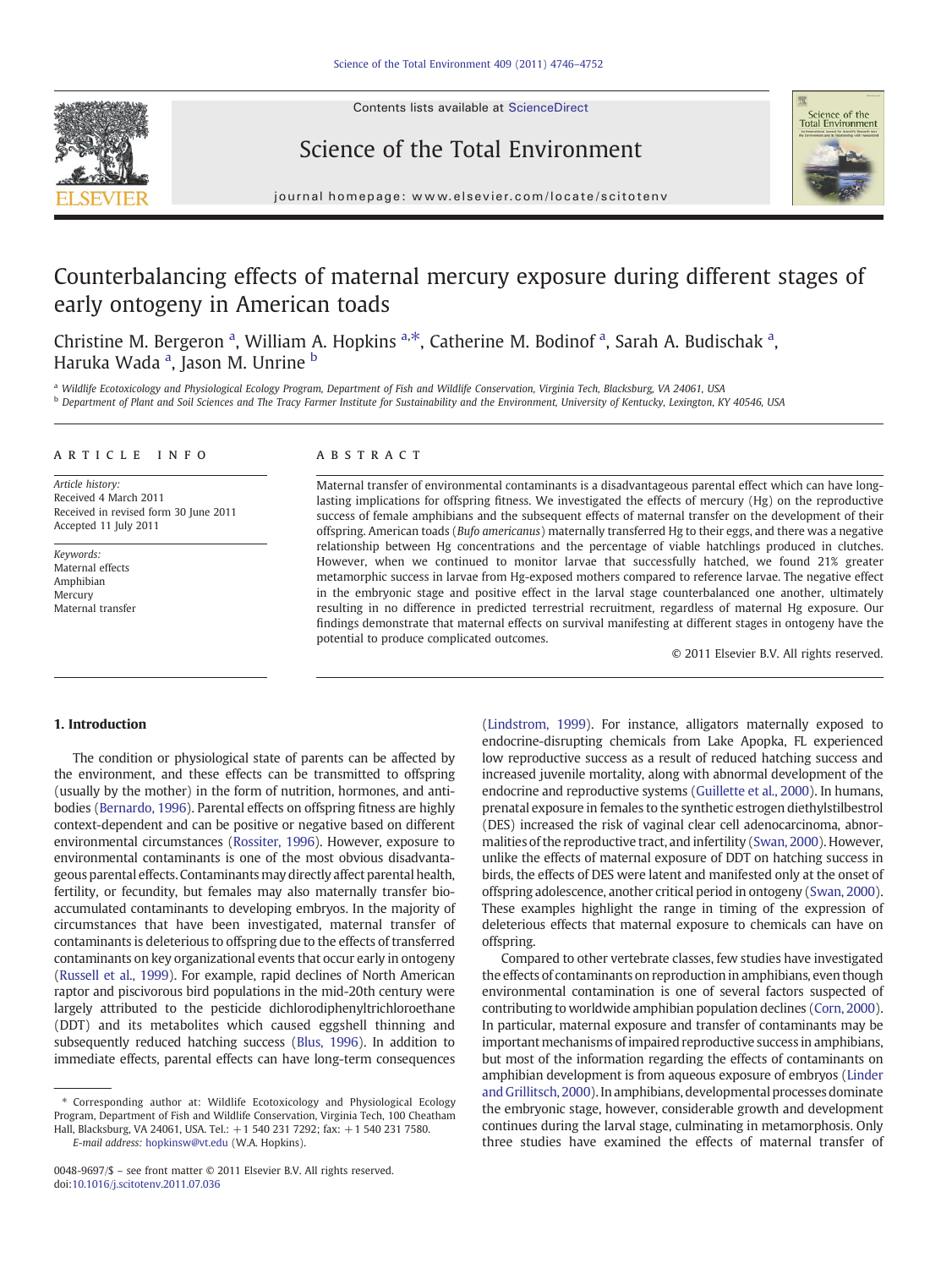# Counterbalancing effects of maternal mercury exposure during different stages of early ontogeny in American toads

Christine M. Bergeron [a], William A. Hopkins [a,*], Catherine M. Bodinof [a], Sarah A. Budischak [a], Haruka Wada [a], Jason M. Unrine [b]

[a] Wildlife Ecotoxicology and Physiological Ecology Program, Department of Fish and Wildlife Conservation, Virginia Tech, Blacksburg, VA 24061, USA
[b] Department of Plant and Soil Sciences and The Tracy Farmer Institute for Sustainability and the Environment, University of Kentucky, Lexington, KY 40546, USA

## ARTICLE INFO

*Article history:*
Received 4 March 2011
Received in revised form 30 June 2011
Accepted 11 July 2011

*Keywords:*
Maternal effects
Amphibian
Mercury
Maternal transfer

## ABSTRACT

Maternal transfer of environmental contaminants is a disadvantageous parental effect which can have long-lasting implications for offspring fitness. We investigated the effects of mercury (Hg) on the reproductive success of female amphibians and the subsequent effects of maternal transfer on the development of their offspring. American toads (*Bufo americanus*) maternally transferred Hg to their eggs, and there was a negative relationship between Hg concentrations and the percentage of viable hatchlings produced in clutches. However, when we continued to monitor larvae that successfully hatched, we found 21% greater metamorphic success in larvae from Hg-exposed mothers compared to reference larvae. The negative effect in the embryonic stage and positive effect in the larval stage counterbalanced one another, ultimately resulting in no difference in predicted terrestrial recruitment, regardless of maternal Hg exposure. Our findings demonstrate that maternal effects on survival manifesting at different stages in ontogeny have the potential to produce complicated outcomes.

© 2011 Elsevier B.V. All rights reserved.

## 1. Introduction

The condition or physiological state of parents can be affected by the environment, and these effects can be transmitted to offspring (usually by the mother) in the form of nutrition, hormones, and antibodies (Bernardo, 1996). Parental effects on offspring fitness are highly context-dependent and can be positive or negative based on different environmental circumstances (Rossiter, 1996). However, exposure to environmental contaminants is one of the most obvious disadvantageous parental effects. Contaminants may directly affect parental health, fertility, or fecundity, but females may also maternally transfer bioaccumulated contaminants to developing embryos. In the majority of circumstances that have been investigated, maternal transfer of contaminants is deleterious to offspring due to the effects of transferred contaminants on key organizational events that occur early in ontogeny (Russell et al., 1999). For example, rapid declines of North American raptor and piscivorous bird populations in the mid-20th century were largely attributed to the pesticide dichlorodiphenyltrichloroethane (DDT) and its metabolites which caused eggshell thinning and subsequently reduced hatching success (Blus, 1996). In addition to immediate effects, parental effects can have long-term consequences (Lindstrom, 1999). For instance, alligators maternally exposed to endocrine-disrupting chemicals from Lake Apopka, FL experienced low reproductive success as a result of reduced hatching success and increased juvenile mortality, along with abnormal development of the endocrine and reproductive systems (Guillette et al., 2000). In humans, prenatal exposure in females to the synthetic estrogen diethylstilbestrol (DES) increased the risk of vaginal clear cell adenocarcinoma, abnormalities of the reproductive tract, and infertility (Swan, 2000). However, unlike the effects of maternal exposure of DDT on hatching success in birds, the effects of DES were latent and manifested only at the onset of offspring adolescence, another critical period in ontogeny (Swan, 2000). These examples highlight the range in timing of the expression of deleterious effects that maternal exposure to chemicals can have on offspring.

Compared to other vertebrate classes, few studies have investigated the effects of contaminants on reproduction in amphibians, even though environmental contamination is one of several factors suspected of contributing to worldwide amphibian population declines (Corn, 2000). In particular, maternal exposure and transfer of contaminants may be important mechanisms of impaired reproductive success in amphibians, but most of the information regarding the effects of contaminants on amphibian development is from aqueous exposure of embryos (Linder and Grillitsch, 2000). In amphibians, developmental processes dominate the embryonic stage, however, considerable growth and development continues during the larval stage, culminating in metamorphosis. Only three studies have examined the effects of maternal transfer of

\* Corresponding author at: Wildlife Ecotoxicology and Physiological Ecology Program, Department of Fish and Wildlife Conservation, Virginia Tech, 100 Cheatham Hall, Blacksburg, VA 24061, USA. Tel.: +1 540 231 7292; fax: +1 540 231 7580.
E-mail address: hopkinsw@vt.edu (W.A. Hopkins).

0048-9697/$ – see front matter © 2011 Elsevier B.V. All rights reserved.
doi:10.1016/j.scitotenv.2011.07.036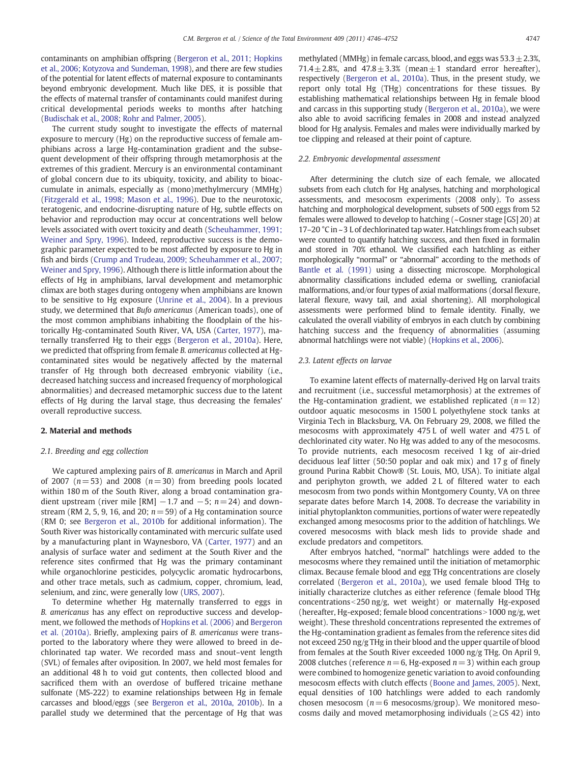contaminants on amphibian offspring (Bergeron et al., 2011; Hopkins et al., 2006; Kotyzova and Sundeman, 1998), and there are few studies of the potential for latent effects of maternal exposure to contaminants beyond embryonic development. Much like DES, it is possible that the effects of maternal transfer of contaminants could manifest during critical developmental periods weeks to months after hatching (Budischak et al., 2008; Rohr and Palmer, 2005).

The current study sought to investigate the effects of maternal exposure to mercury (Hg) on the reproductive success of female amphibians across a large Hg-contamination gradient and the subsequent development of their offspring through metamorphosis at the extremes of this gradient. Mercury is an environmental contaminant of global concern due to its ubiquity, toxicity, and ability to bioaccumulate in animals, especially as (mono)methylmercury (MMHg) (Fitzgerald et al., 1998; Mason et al., 1996). Due to the neurotoxic, teratogenic, and endocrine-disrupting nature of Hg, subtle effects on behavior and reproduction may occur at concentrations well below levels associated with overt toxicity and death (Scheuhammer, 1991; Weiner and Spry, 1996). Indeed, reproductive success is the demographic parameter expected to be most affected by exposure to Hg in fish and birds (Crump and Trudeau, 2009; Scheuhammer et al., 2007; Weiner and Spry, 1996). Although there is little information about the effects of Hg in amphibians, larval development and metamorphic climax are both stages during ontogeny when amphibians are known to be sensitive to Hg exposure (Unrine et al., 2004). In a previous study, we determined that *Bufo americanus* (American toads), one of the most common amphibians inhabiting the floodplain of the historically Hg-contaminated South River, VA, USA (Carter, 1977), maternally transferred Hg to their eggs (Bergeron et al., 2010a). Here, we predicted that offspring from female *B. americanus* collected at Hg-contaminated sites would be negatively affected by the maternal transfer of Hg through both decreased embryonic viability (i.e., decreased hatching success and increased frequency of morphological abnormalities) and decreased metamorphic success due to the latent effects of Hg during the larval stage, thus decreasing the females' overall reproductive success.

## 2. Material and methods

### 2.1. Breeding and egg collection

We captured amplexing pairs of *B. americanus* in March and April of 2007 ($n=53$) and 2008 ($n=30$) from breeding pools located within 180 m of the South River, along a broad contamination gradient upstream (river mile [RM] −1.7 and −5; $n=24$) and downstream (RM 2, 5, 9, 16, and 20; $n=59$) of a Hg contamination source (RM 0; see Bergeron et al., 2010b for additional information). The South River was historically contaminated with mercuric sulfate used by a manufacturing plant in Waynesboro, VA (Carter, 1977) and an analysis of surface water and sediment at the South River and the reference sites confirmed that Hg was the primary contaminant while organochlorine pesticides, polycyclic aromatic hydrocarbons, and other trace metals, such as cadmium, copper, chromium, lead, selenium, and zinc, were generally low (URS, 2007).

To determine whether Hg maternally transferred to eggs in *B. americanus* has any effect on reproductive success and development, we followed the methods of Hopkins et al. (2006) and Bergeron et al. (2010a). Briefly, amplexing pairs of *B. americanus* were transported to the laboratory where they were allowed to breed in dechlorinated tap water. We recorded mass and snout–vent length (SVL) of females after oviposition. In 2007, we held most females for an additional 48 h to void gut contents, then collected blood and sacrificed them with an overdose of buffered tricaine methane sulfonate (MS-222) to examine relationships between Hg in female carcasses and blood/eggs (see Bergeron et al., 2010a, 2010b). In a parallel study we determined that the percentage of Hg that was methylated (MMHg) in female carcass, blood, and eggs was 53.3±2.3%, 71.4±2.8%, and 47.8±3.3% (mean±1 standard error hereafter), respectively (Bergeron et al., 2010a). Thus, in the present study, we report only total Hg (THg) concentrations for these tissues. By establishing mathematical relationships between Hg in female blood and carcass in this supporting study (Bergeron et al., 2010a), we were also able to avoid sacrificing females in 2008 and instead analyzed blood for Hg analysis. Females and males were individually marked by toe clipping and released at their point of capture.

### 2.2. Embryonic developmental assessment

After determining the clutch size of each female, we allocated subsets from each clutch for Hg analyses, hatching and morphological assessments, and mesocosm experiments (2008 only). To assess hatching and morphological development, subsets of 500 eggs from 52 females were allowed to develop to hatching (~Gosner stage [GS] 20) at 17–20 °C in ~3 L of dechlorinated tap water. Hatchlings from each subset were counted to quantify hatching success, and then fixed in formalin and stored in 70% ethanol. We classified each hatchling as either morphologically "normal" or "abnormal" according to the methods of Bantle et al. (1991) using a dissecting microscope. Morphological abnormality classifications included edema or swelling, craniofacial malformations, and/or four types of axial malformations (dorsal flexure, lateral flexure, wavy tail, and axial shortening). All morphological assessments were performed blind to female identity. Finally, we calculated the overall viability of embryos in each clutch by combining hatching success and the frequency of abnormalities (assuming abnormal hatchlings were not viable) (Hopkins et al., 2006).

### 2.3. Latent effects on larvae

To examine latent effects of maternally-derived Hg on larval traits and recruitment (i.e., successful metamorphosis) at the extremes of the Hg-contamination gradient, we established replicated ($n=12$) outdoor aquatic mesocosms in 1500 L polyethylene stock tanks at Virginia Tech in Blacksburg, VA. On February 29, 2008, we filled the mesocosms with approximately 475 L of well water and 475 L of dechlorinated city water. No Hg was added to any of the mesocosms. To provide nutrients, each mesocosm received 1 kg of air-dried deciduous leaf litter (50:50 poplar and oak mix) and 17 g of finely ground Purina Rabbit Chow® (St. Louis, MO, USA). To initiate algal and periphyton growth, we added 2 L of filtered water to each mesocosm from two ponds within Montgomery County, VA on three separate dates before March 14, 2008. To decrease the variability in initial phytoplankton communities, portions of water were repeatedly exchanged among mesocosms prior to the addition of hatchlings. We covered mesocosms with black mesh lids to provide shade and exclude predators and competitors.

After embryos hatched, "normal" hatchlings were added to the mesocosms where they remained until the initiation of metamorphic climax. Because female blood and egg THg concentrations are closely correlated (Bergeron et al., 2010a), we used female blood THg to initially characterize clutches as either reference (female blood THg concentrations<250 ng/g, wet weight) or maternally Hg-exposed (hereafter, Hg-exposed; female blood concentrations>1000 ng/g, wet weight). These threshold concentrations represented the extremes of the Hg-contamination gradient as females from the reference sites did not exceed 250 ng/g THg in their blood and the upper quartile of blood from females at the South River exceeded 1000 ng/g THg. On April 9, 2008 clutches (reference $n=6$, Hg-exposed $n=3$) within each group were combined to homogenize genetic variation to avoid confounding mesocosm effects with clutch effects (Boone and James, 2005). Next, equal densities of 100 hatchlings were added to each randomly chosen mesocosm ($n=6$ mesocosms/group). We monitored mesocosms daily and moved metamorphosing individuals (≥GS 42) into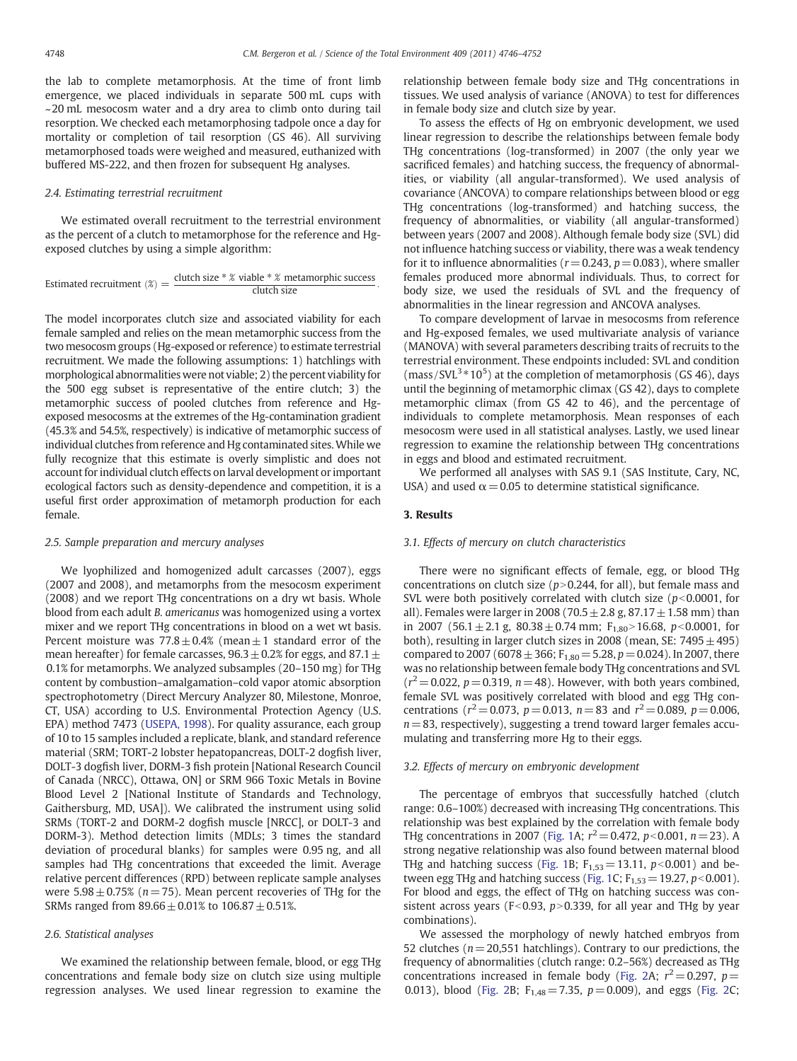the lab to complete metamorphosis. At the time of front limb emergence, we placed individuals in separate 500 mL cups with ~20 mL mesocosm water and a dry area to climb onto during tail resorption. We checked each metamorphosing tadpole once a day for mortality or completion of tail resorption (GS 46). All surviving metamorphosed toads were weighed and measured, euthanized with buffered MS-222, and then frozen for subsequent Hg analyses.

### 2.4. Estimating terrestrial recruitment

We estimated overall recruitment to the terrestrial environment as the percent of a clutch to metamorphose for the reference and Hg-exposed clutches by using a simple algorithm:

$$\text{Estimated recruitment (\%)} = \frac{\text{clutch size} * \text{\% viable} * \text{\% metamorphic success}}{\text{clutch size}}.$$

The model incorporates clutch size and associated viability for each female sampled and relies on the mean metamorphic success from the two mesocosm groups (Hg-exposed or reference) to estimate terrestrial recruitment. We made the following assumptions: 1) hatchlings with morphological abnormalities were not viable; 2) the percent viability for the 500 egg subset is representative of the entire clutch; 3) the metamorphic success of pooled clutches from reference and Hg-exposed mesocosms at the extremes of the Hg-contamination gradient (45.3% and 54.5%, respectively) is indicative of metamorphic success of individual clutches from reference and Hg contaminated sites. While we fully recognize that this estimate is overly simplistic and does not account for individual clutch effects on larval development or important ecological factors such as density-dependence and competition, it is a useful first order approximation of metamorph production for each female.

### 2.5. Sample preparation and mercury analyses

We lyophilized and homogenized adult carcasses (2007), eggs (2007 and 2008), and metamorphs from the mesocosm experiment (2008) and we report THg concentrations on a dry wt basis. Whole blood from each adult *B. americanus* was homogenized using a vortex mixer and we report THg concentrations in blood on a wet wt basis. Percent moisture was $77.8 \pm 0.4\%$ (mean ± 1 standard error of the mean hereafter) for female carcasses, $96.3 \pm 0.2\%$ for eggs, and $87.1 \pm 0.1\%$ for metamorphs. We analyzed subsamples (20–150 mg) for THg content by combustion–amalgamation–cold vapor atomic absorption spectrophotometry (Direct Mercury Analyzer 80, Milestone, Monroe, CT, USA) according to U.S. Environmental Protection Agency (U.S. EPA) method 7473 (USEPA, 1998). For quality assurance, each group of 10 to 15 samples included a replicate, blank, and standard reference material (SRM; TORT-2 lobster hepatopancreas, DOLT-2 dogfish liver, DOLT-3 dogfish liver, DORM-3 fish protein [National Research Council of Canada (NRCC), Ottawa, ON] or SRM 966 Toxic Metals in Bovine Blood Level 2 [National Institute of Standards and Technology, Gaithersburg, MD, USA]). We calibrated the instrument using solid SRMs (TORT-2 and DORM-2 dogfish muscle [NRCC], or DOLT-3 and DORM-3). Method detection limits (MDLs; 3 times the standard deviation of procedural blanks) for samples were 0.95 ng, and all samples had THg concentrations that exceeded the limit. Average relative percent differences (RPD) between replicate sample analyses were $5.98 \pm 0.75\%$ ($n = 75$). Mean percent recoveries of THg for the SRMs ranged from $89.66 \pm 0.01\%$ to $106.87 \pm 0.51\%$.

### 2.6. Statistical analyses

We examined the relationship between female, blood, or egg THg concentrations and female body size on clutch size using multiple regression analyses. We used linear regression to examine the relationship between female body size and THg concentrations in tissues. We used analysis of variance (ANOVA) to test for differences in female body size and clutch size by year.

To assess the effects of Hg on embryonic development, we used linear regression to describe the relationships between female body THg concentrations (log-transformed) in 2007 (the only year we sacrificed females) and hatching success, the frequency of abnormalities, or viability (all angular-transformed). We used analysis of covariance (ANCOVA) to compare relationships between blood or egg THg concentrations (log-transformed) and hatching success, the frequency of abnormalities, or viability (all angular-transformed) between years (2007 and 2008). Although female body size (SVL) did not influence hatching success or viability, there was a weak tendency for it to influence abnormalities ($r = 0.243$, $p = 0.083$), where smaller females produced more abnormal individuals. Thus, to correct for body size, we used the residuals of SVL and the frequency of abnormalities in the linear regression and ANCOVA analyses.

To compare development of larvae in mesocosms from reference and Hg-exposed females, we used multivariate analysis of variance (MANOVA) with several parameters describing traits of recruits to the terrestrial environment. These endpoints included: SVL and condition ($\text{mass}/\text{SVL}^3 * 10^5$) at the completion of metamorphosis (GS 46), days until the beginning of metamorphic climax (GS 42), days to complete metamorphic climax (from GS 42 to 46), and the percentage of individuals to complete metamorphosis. Mean responses of each mesocosm were used in all statistical analyses. Lastly, we used linear regression to examine the relationship between THg concentrations in eggs and blood and estimated recruitment.

We performed all analyses with SAS 9.1 (SAS Institute, Cary, NC, USA) and used $\alpha = 0.05$ to determine statistical significance.

## 3. Results

### 3.1. Effects of mercury on clutch characteristics

There were no significant effects of female, egg, or blood THg concentrations on clutch size ($p > 0.244$, for all), but female mass and SVL were both positively correlated with clutch size ($p < 0.0001$, for all). Females were larger in 2008 ($70.5 \pm 2.8$ g, $87.17 \pm 1.58$ mm) than in 2007 ($56.1 \pm 2.1$ g, $80.38 \pm 0.74$ mm; $F_{1,80} > 16.68$, $p < 0.0001$, for both), resulting in larger clutch sizes in 2008 (mean, SE: $7495 \pm 495$) compared to 2007 ($6078 \pm 366$; $F_{1,80} = 5.28$, $p = 0.024$). In 2007, there was no relationship between female body THg concentrations and SVL ($r^2 = 0.022$, $p = 0.319$, $n = 48$). However, with both years combined, female SVL was positively correlated with blood and egg THg concentrations ($r^2 = 0.073$, $p = 0.013$, $n = 83$ and $r^2 = 0.089$, $p = 0.006$, $n = 83$, respectively), suggesting a trend toward larger females accumulating and transferring more Hg to their eggs.

### 3.2. Effects of mercury on embryonic development

The percentage of embryos that successfully hatched (clutch range: 0.6–100%) decreased with increasing THg concentrations. This relationship was best explained by the correlation with female body THg concentrations in 2007 (Fig. 1A; $r^2 = 0.472$, $p < 0.001$, $n = 23$). A strong negative relationship was also found between maternal blood THg and hatching success (Fig. 1B; $F_{1,53} = 13.11$, $p < 0.001$) and between egg THg and hatching success (Fig. 1C; $F_{1,53} = 19.27$, $p < 0.001$). For blood and eggs, the effect of THg on hatching success was consistent across years ($F < 0.93$, $p > 0.339$, for all year and THg by year combinations).

We assessed the morphology of newly hatched embryos from 52 clutches ($n = 20{,}551$ hatchlings). Contrary to our predictions, the frequency of abnormalities (clutch range: 0.2–56%) decreased as THg concentrations increased in female body (Fig. 2A; $r^2 = 0.297$, $p = 0.013$), blood (Fig. 2B; $F_{1,48} = 7.35$, $p = 0.009$), and eggs (Fig. 2C;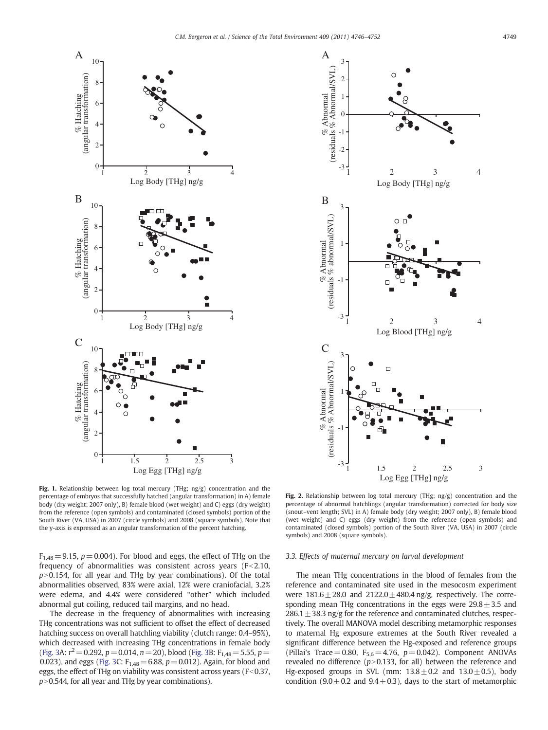Fig. 1. Relationship between log total mercury (THg; ng/g) concentration and the percentage of embryos that successfully hatched (angular transformation) in A) female body (dry weight; 2007 only), B) female blood (wet weight) and C) eggs (dry weight) from the reference (open symbols) and contaminated (closed symbols) portion of the South River (VA, USA) in 2007 (circle symbols) and 2008 (square symbols). Note that the y-axis is expressed as an angular transformation of the percent hatching.

Fig. 2. Relationship between log total mercury (THg; ng/g) concentration and the percentage of abnormal hatchlings (angular transformation) corrected for body size (snout–vent length; SVL) in A) female body (dry weight; 2007 only), B) female blood (wet weight) and C) eggs (dry weight) from the reference (open symbols) and contaminated (closed symbols) portion of the South River (VA, USA) in 2007 (circle symbols) and 2008 (square symbols).

$F_{1,48} = 9.15$, $p = 0.004$). For blood and eggs, the effect of THg on the frequency of abnormalities was consistent across years ($F < 2.10$, $p > 0.154$, for all year and THg by year combinations). Of the total abnormalities observed, 83% were axial, 12% were craniofacial, 3.2% were edema, and 4.4% were considered "other" which included abnormal gut coiling, reduced tail margins, and no head.

The decrease in the frequency of abnormalities with increasing THg concentrations was not sufficient to offset the effect of decreased hatching success on overall hatchling viability (clutch range: 0.4–95%), which decreased with increasing THg concentrations in female body (Fig. 3A: $r^2 = 0.292$, $p = 0.014$, $n = 20$), blood (Fig. 3B: $F_{1,48} = 5.55$, $p = 0.023$), and eggs (Fig. 3C: $F_{1,48} = 6.88$, $p = 0.012$). Again, for blood and eggs, the effect of THg on viability was consistent across years ($F < 0.37$, $p > 0.544$, for all year and THg by year combinations).

### 3.3. Effects of maternal mercury on larval development

The mean THg concentrations in the blood of females from the reference and contaminated site used in the mesocosm experiment were $181.6 \pm 28.0$ and $2122.0 \pm 480.4$ ng/g, respectively. The corresponding mean THg concentrations in the eggs were $29.8 \pm 3.5$ and $286.1 \pm 38.3$ ng/g for the reference and contaminated clutches, respectively. The overall MANOVA model describing metamorphic responses to maternal Hg exposure extremes at the South River revealed a significant difference between the Hg-exposed and reference groups (Pillai's Trace = 0.80, $F_{5,6} = 4.76$, $p = 0.042$). Component ANOVAs revealed no difference ($p > 0.133$, for all) between the reference and Hg-exposed groups in SVL (mm: $13.8 \pm 0.2$ and $13.0 \pm 0.5$), body condition ($9.0 \pm 0.2$ and $9.4 \pm 0.3$), days to the start of metamorphic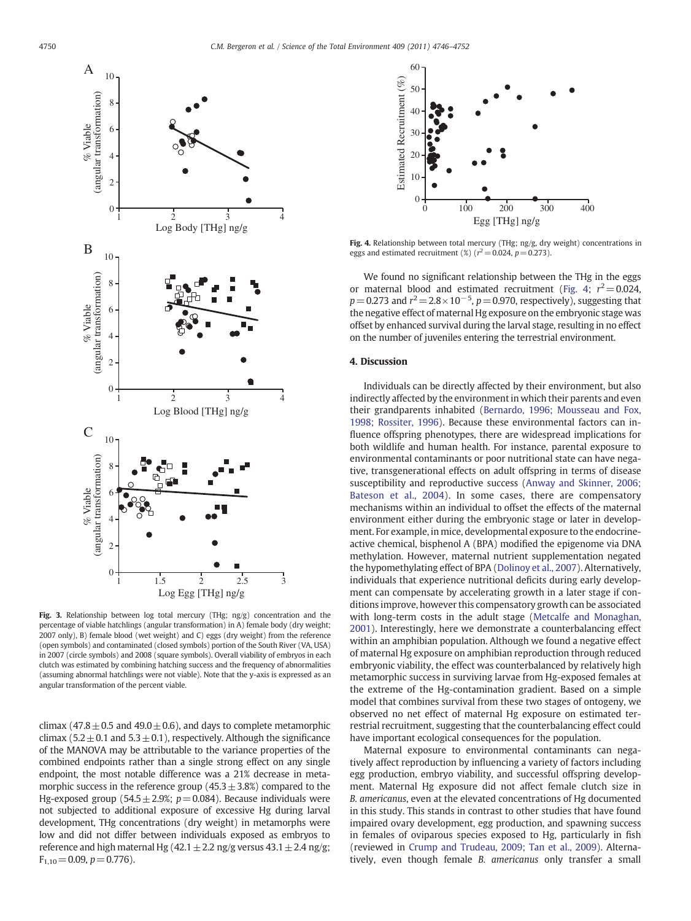**Fig. 3.** Relationship between log total mercury (THg; ng/g) concentration and the percentage of viable hatchlings (angular transformation) in A) female body (dry weight; 2007 only), B) female blood (wet weight) and C) eggs (dry weight) from the reference (open symbols) and contaminated (closed symbols) portion of the South River (VA, USA) in 2007 (circle symbols) and 2008 (square symbols). Overall viability of embryos in each clutch was estimated by combining hatching success and the frequency of abnormalities (assuming abnormal hatchlings were not viable). Note that the y-axis is expressed as an angular transformation of the percent viable.

**Fig. 4.** Relationship between total mercury (THg; ng/g, dry weight) concentrations in eggs and estimated recruitment (%) ($r^2 = 0.024$, $p = 0.273$).

climax ($47.8 \pm 0.5$ and $49.0 \pm 0.6$), and days to complete metamorphic climax ($5.2 \pm 0.1$ and $5.3 \pm 0.1$), respectively. Although the significance of the MANOVA may be attributable to the variance properties of the combined endpoints rather than a single strong effect on any single endpoint, the most notable difference was a 21% decrease in metamorphic success in the reference group ($45.3 \pm 3.8\%$) compared to the Hg-exposed group ($54.5 \pm 2.9\%$; $p = 0.084$). Because individuals were not subjected to additional exposure of excessive Hg during larval development, THg concentrations (dry weight) in metamorphs were low and did not differ between individuals exposed as embryos to reference and high maternal Hg ($42.1 \pm 2.2$ ng/g versus $43.1 \pm 2.4$ ng/g; $F_{1,10} = 0.09$, $p = 0.776$).

We found no significant relationship between the THg in the eggs or maternal blood and estimated recruitment (Fig. 4; $r^2 = 0.024$, $p = 0.273$ and $r^2 = 2.8 \times 10^{-5}$, $p = 0.970$, respectively), suggesting that the negative effect of maternal Hg exposure on the embryonic stage was offset by enhanced survival during the larval stage, resulting in no effect on the number of juveniles entering the terrestrial environment.

## 4. Discussion

Individuals can be directly affected by their environment, but also indirectly affected by the environment in which their parents and even their grandparents inhabited (Bernardo, 1996; Mousseau and Fox, 1998; Rossiter, 1996). Because these environmental factors can influence offspring phenotypes, there are widespread implications for both wildlife and human health. For instance, parental exposure to environmental contaminants or poor nutritional state can have negative, transgenerational effects on adult offspring in terms of disease susceptibility and reproductive success (Anway and Skinner, 2006; Bateson et al., 2004). In some cases, there are compensatory mechanisms within an individual to offset the effects of the maternal environment either during the embryonic stage or later in development. For example, in mice, developmental exposure to the endocrine-active chemical, bisphenol A (BPA) modified the epigenome via DNA methylation. However, maternal nutrient supplementation negated the hypomethylating effect of BPA (Dolinoy et al., 2007). Alternatively, individuals that experience nutritional deficits during early development can compensate by accelerating growth in a later stage if conditions improve, however this compensatory growth can be associated with long-term costs in the adult stage (Metcalfe and Monaghan, 2001). Interestingly, here we demonstrate a counterbalancing effect within an amphibian population. Although we found a negative effect of maternal Hg exposure on amphibian reproduction through reduced embryonic viability, the effect was counterbalanced by relatively high metamorphic success in surviving larvae from Hg-exposed females at the extreme of the Hg-contamination gradient. Based on a simple model that combines survival from these two stages of ontogeny, we observed no net effect of maternal Hg exposure on estimated terrestrial recruitment, suggesting that the counterbalancing effect could have important ecological consequences for the population.

Maternal exposure to environmental contaminants can negatively affect reproduction by influencing a variety of factors including egg production, embryo viability, and successful offspring development. Maternal Hg exposure did not affect female clutch size in *B. americanus*, even at the elevated concentrations of Hg documented in this study. This stands in contrast to other studies that have found impaired ovary development, egg production, and spawning success in females of oviparous species exposed to Hg, particularly in fish (reviewed in Crump and Trudeau, 2009; Tan et al., 2009). Alternatively, even though female *B. americanus* only transfer a small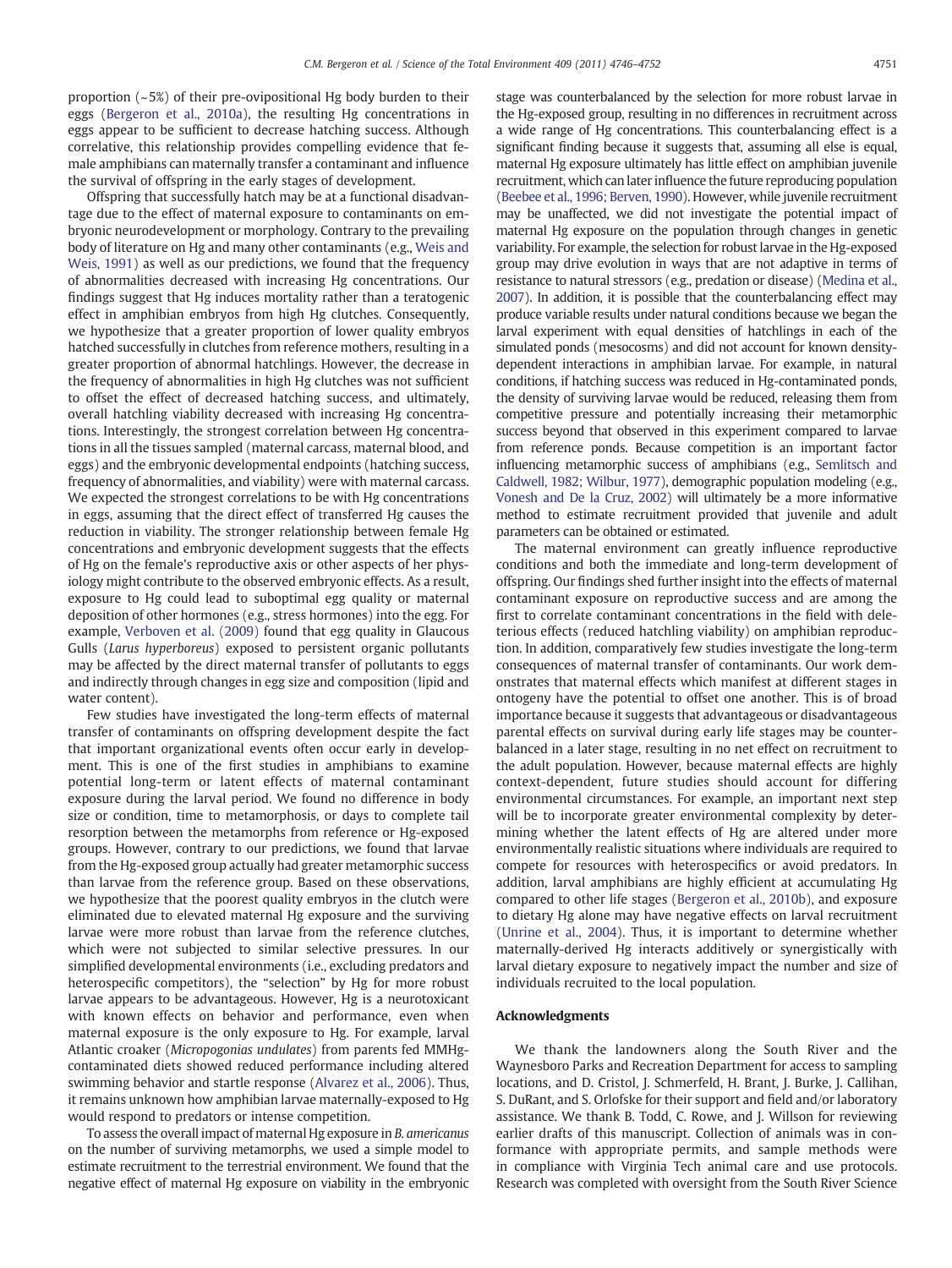proportion (~5%) of their pre-ovipositional Hg body burden to their eggs (Bergeron et al., 2010a), the resulting Hg concentrations in eggs appear to be sufficient to decrease hatching success. Although correlative, this relationship provides compelling evidence that female amphibians can maternally transfer a contaminant and influence the survival of offspring in the early stages of development.

Offspring that successfully hatch may be at a functional disadvantage due to the effect of maternal exposure to contaminants on embryonic neurodevelopment or morphology. Contrary to the prevailing body of literature on Hg and many other contaminants (e.g., Weis and Weis, 1991) as well as our predictions, we found that the frequency of abnormalities decreased with increasing Hg concentrations. Our findings suggest that Hg induces mortality rather than a teratogenic effect in amphibian embryos from high Hg clutches. Consequently, we hypothesize that a greater proportion of lower quality embryos hatched successfully in clutches from reference mothers, resulting in a greater proportion of abnormal hatchlings. However, the decrease in the frequency of abnormalities in high Hg clutches was not sufficient to offset the effect of decreased hatching success, and ultimately, overall hatchling viability decreased with increasing Hg concentrations. Interestingly, the strongest correlation between Hg concentrations in all the tissues sampled (maternal carcass, maternal blood, and eggs) and the embryonic developmental endpoints (hatching success, frequency of abnormalities, and viability) were with maternal carcass. We expected the strongest correlations to be with Hg concentrations in eggs, assuming that the direct effect of transferred Hg causes the reduction in viability. The stronger relationship between female Hg concentrations and embryonic development suggests that the effects of Hg on the female's reproductive axis or other aspects of her physiology might contribute to the observed embryonic effects. As a result, exposure to Hg could lead to suboptimal egg quality or maternal deposition of other hormones (e.g., stress hormones) into the egg. For example, Verboven et al. (2009) found that egg quality in Glaucous Gulls (*Larus hyperboreus*) exposed to persistent organic pollutants may be affected by the direct maternal transfer of pollutants to eggs and indirectly through changes in egg size and composition (lipid and water content).

Few studies have investigated the long-term effects of maternal transfer of contaminants on offspring development despite the fact that important organizational events often occur early in development. This is one of the first studies in amphibians to examine potential long-term or latent effects of maternal contaminant exposure during the larval period. We found no difference in body size or condition, time to metamorphosis, or days to complete tail resorption between the metamorphs from reference or Hg-exposed groups. However, contrary to our predictions, we found that larvae from the Hg-exposed group actually had greater metamorphic success than larvae from the reference group. Based on these observations, we hypothesize that the poorest quality embryos in the clutch were eliminated due to elevated maternal Hg exposure and the surviving larvae were more robust than larvae from the reference clutches, which were not subjected to similar selective pressures. In our simplified developmental environments (i.e., excluding predators and heterospecific competitors), the "selection" by Hg for more robust larvae appears to be advantageous. However, Hg is a neurotoxicant with known effects on behavior and performance, even when maternal exposure is the only exposure to Hg. For example, larval Atlantic croaker (*Micropogonias undulates*) from parents fed MMHg-contaminated diets showed reduced performance including altered swimming behavior and startle response (Alvarez et al., 2006). Thus, it remains unknown how amphibian larvae maternally-exposed to Hg would respond to predators or intense competition.

To assess the overall impact of maternal Hg exposure in *B. americanus* on the number of surviving metamorphs, we used a simple model to estimate recruitment to the terrestrial environment. We found that the negative effect of maternal Hg exposure on viability in the embryonic stage was counterbalanced by the selection for more robust larvae in the Hg-exposed group, resulting in no differences in recruitment across a wide range of Hg concentrations. This counterbalancing effect is a significant finding because it suggests that, assuming all else is equal, maternal Hg exposure ultimately has little effect on amphibian juvenile recruitment, which can later influence the future reproducing population (Beebee et al., 1996; Berven, 1990). However, while juvenile recruitment may be unaffected, we did not investigate the potential impact of maternal Hg exposure on the population through changes in genetic variability. For example, the selection for robust larvae in the Hg-exposed group may drive evolution in ways that are not adaptive in terms of resistance to natural stressors (e.g., predation or disease) (Medina et al., 2007). In addition, it is possible that the counterbalancing effect may produce variable results under natural conditions because we began the larval experiment with equal densities of hatchlings in each of the simulated ponds (mesocosms) and did not account for known density-dependent interactions in amphibian larvae. For example, in natural conditions, if hatching success was reduced in Hg-contaminated ponds, the density of surviving larvae would be reduced, releasing them from competitive pressure and potentially increasing their metamorphic success beyond that observed in this experiment compared to larvae from reference ponds. Because competition is an important factor influencing metamorphic success of amphibians (e.g., Semlitsch and Caldwell, 1982; Wilbur, 1977), demographic population modeling (e.g., Vonesh and De la Cruz, 2002) will ultimately be a more informative method to estimate recruitment provided that juvenile and adult parameters can be obtained or estimated.

The maternal environment can greatly influence reproductive conditions and both the immediate and long-term development of offspring. Our findings shed further insight into the effects of maternal contaminant exposure on reproductive success and are among the first to correlate contaminant concentrations in the field with deleterious effects (reduced hatchling viability) on amphibian reproduction. In addition, comparatively few studies investigate the long-term consequences of maternal transfer of contaminants. Our work demonstrates that maternal effects which manifest at different stages in ontogeny have the potential to offset one another. This is of broad importance because it suggests that advantageous or disadvantageous parental effects on survival during early life stages may be counterbalanced in a later stage, resulting in no net effect on recruitment to the adult population. However, because maternal effects are highly context-dependent, future studies should account for differing environmental circumstances. For example, an important next step will be to incorporate greater environmental complexity by determining whether the latent effects of Hg are altered under more environmentally realistic situations where individuals are required to compete for resources with heterospecifics or avoid predators. In addition, larval amphibians are highly efficient at accumulating Hg compared to other life stages (Bergeron et al., 2010b), and exposure to dietary Hg alone may have negative effects on larval recruitment (Unrine et al., 2004). Thus, it is important to determine whether maternally-derived Hg interacts additively or synergistically with larval dietary exposure to negatively impact the number and size of individuals recruited to the local population.

## Acknowledgments

We thank the landowners along the South River and the Waynesboro Parks and Recreation Department for access to sampling locations, and D. Cristol, J. Schmerfeld, H. Brant, J. Burke, J. Callihan, S. DuRant, and S. Orlofske for their support and field and/or laboratory assistance. We thank B. Todd, C. Rowe, and J. Willson for reviewing earlier drafts of this manuscript. Collection of animals was in conformance with appropriate permits, and sample methods were in compliance with Virginia Tech animal care and use protocols. Research was completed with oversight from the South River Science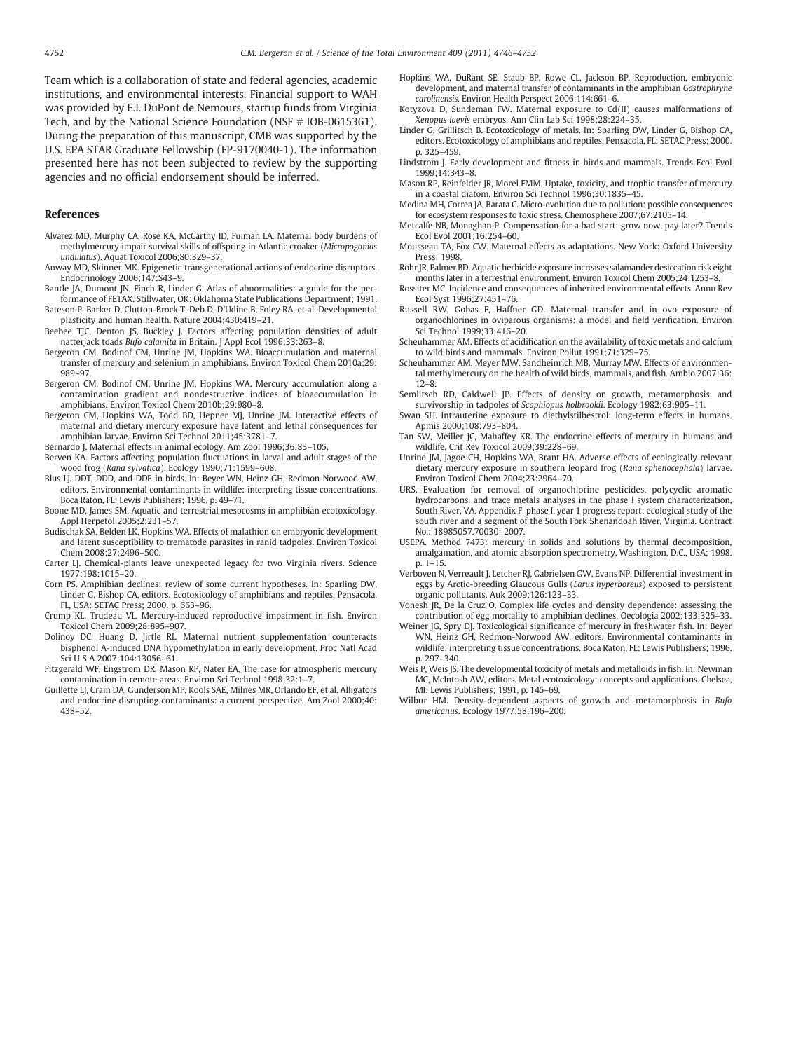Team which is a collaboration of state and federal agencies, academic institutions, and environmental interests. Financial support to WAH was provided by E.I. DuPont de Nemours, startup funds from Virginia Tech, and by the National Science Foundation (NSF # IOB-0615361). During the preparation of this manuscript, CMB was supported by the U.S. EPA STAR Graduate Fellowship (FP-9170040-1). The information presented here has not been subjected to review by the supporting agencies and no official endorsement should be inferred.

## References

Alvarez MD, Murphy CA, Rose KA, McCarthy ID, Fuiman LA. Maternal body burdens of methylmercury impair survival skills of offspring in Atlantic croaker (*Micropogonias undulatus*). Aquat Toxicol 2006;80:329–37.

Anway MD, Skinner MK. Epigenetic transgenerational actions of endocrine disruptors. Endocrinology 2006;147:S43–9.

Bantle JA, Dumont JN, Finch R, Linder G. Atlas of abnormalities: a guide for the performance of FETAX. Stillwater, OK: Oklahoma State Publications Department; 1991.

Bateson P, Barker D, Clutton-Brock T, Deb D, D'Udine B, Foley RA, et al. Developmental plasticity and human health. Nature 2004;430:419–21.

Beebee TJC, Denton JS, Buckley J. Factors affecting population densities of adult natterjack toads *Bufo calamita* in Britain. J Appl Ecol 1996;33:263–8.

Bergeron CM, Bodinof CM, Unrine JM, Hopkins WA. Bioaccumulation and maternal transfer of mercury and selenium in amphibians. Environ Toxicol Chem 2010a;29: 989–97.

Bergeron CM, Bodinof CM, Unrine JM, Hopkins WA. Mercury accumulation along a contamination gradient and nondestructive indices of bioaccumulation in amphibians. Environ Toxicol Chem 2010b;29:980–8.

Bergeron CM, Hopkins WA, Todd BD, Hepner MJ, Unrine JM. Interactive effects of maternal and dietary mercury exposure have latent and lethal consequences for amphibian larvae. Environ Sci Technol 2011;45:3781–7.

Bernardo J. Maternal effects in animal ecology. Am Zool 1996;36:83–105.

Berven KA. Factors affecting population fluctuations in larval and adult stages of the wood frog (*Rana sylvatica*). Ecology 1990;71:1599–608.

Blus LJ. DDT, DDD, and DDE in birds. In: Beyer WN, Heinz GH, Redmon-Norwood AW, editors. Environmental contaminants in wildlife: interpreting tissue concentrations. Boca Raton, FL: Lewis Publishers; 1996. p. 49–71.

Boone MD, James SM. Aquatic and terrestrial mesocosms in amphibian ecotoxicology. Appl Herpetol 2005;2:231–57.

Budischak SA, Belden LK, Hopkins WA. Effects of malathion on embryonic development and latent susceptibility to trematode parasites in ranid tadpoles. Environ Toxicol Chem 2008;27:2496–500.

Carter LJ. Chemical-plants leave unexpected legacy for two Virginia rivers. Science 1977;198:1015–20.

Corn PS. Amphibian declines: review of some current hypotheses. In: Sparling DW, Linder G, Bishop CA, editors. Ecotoxicology of amphibians and reptiles. Pensacola, FL, USA: SETAC Press; 2000. p. 663–96.

Crump KL, Trudeau VL. Mercury-induced reproductive impairment in fish. Environ Toxicol Chem 2009;28:895–907.

Dolinoy DC, Huang D, Jirtle RL. Maternal nutrient supplementation counteracts bisphenol A-induced DNA hypomethylation in early development. Proc Natl Acad Sci U S A 2007;104:13056–61.

Fitzgerald WF, Engstrom DR, Mason RP, Nater EA. The case for atmospheric mercury contamination in remote areas. Environ Sci Technol 1998;32:1–7.

Guillette LJ, Crain DA, Gunderson MP, Kools SAE, Milnes MR, Orlando EF, et al. Alligators and endocrine disrupting contaminants: a current perspective. Am Zool 2000;40: 438–52.

Hopkins WA, DuRant SE, Staub BP, Rowe CL, Jackson BP. Reproduction, embryonic development, and maternal transfer of contaminants in the amphibian *Gastrophryne carolinensis*. Environ Health Perspect 2006;114:661–6.

Kotyzova D, Sundeman FW. Maternal exposure to Cd(II) causes malformations of *Xenopus laevis* embryos. Ann Clin Lab Sci 1998;28:224–35.

Linder G, Grillitsch B. Ecotoxicology of metals. In: Sparling DW, Linder G, Bishop CA, editors. Ecotoxicology of amphibians and reptiles. Pensacola, FL: SETAC Press; 2000. p. 325–459.

Lindstrom J. Early development and fitness in birds and mammals. Trends Ecol Evol 1999;14:343–8.

Mason RP, Reinfelder JR, Morel FMM. Uptake, toxicity, and trophic transfer of mercury in a coastal diatom. Environ Sci Technol 1996;30:1835–45.

Medina MH, Correa JA, Barata C. Micro-evolution due to pollution: possible consequences for ecosystem responses to toxic stress. Chemosphere 2007;67:2105–14.

Metcalfe NB, Monaghan P. Compensation for a bad start: grow now, pay later? Trends Ecol Evol 2001;16:254–60.

Mousseau TA, Fox CW. Maternal effects as adaptations. New York: Oxford University Press; 1998.

Rohr JR, Palmer BD. Aquatic herbicide exposure increases salamander desiccation risk eight months later in a terrestrial environment. Environ Toxicol Chem 2005;24:1253–8.

Rossiter MC. Incidence and consequences of inherited environmental effects. Annu Rev Ecol Syst 1996;27:451–76.

Russell RW, Gobas F, Haffner GD. Maternal transfer and in ovo exposure of organochlorines in oviparous organisms: a model and field verification. Environ Sci Technol 1999;33:416–20.

Scheuhammer AM. Effects of acidification on the availability of toxic metals and calcium to wild birds and mammals. Environ Pollut 1991;71:329–75.

Scheuhammer AM, Meyer MW, Sandheinrich MB, Murray MW. Effects of environmental methylmercury on the health of wild birds, mammals, and fish. Ambio 2007;36: 12–8.

Semlitsch RD, Caldwell JP. Effects of density on growth, metamorphosis, and survivorship in tadpoles of *Scaphiopus holbrookii*. Ecology 1982;63:905–11.

Swan SH. Intrauterine exposure to diethylstilbestrol: long-term effects in humans. Apmis 2000;108:793–804.

Tan SW, Meiller JC, Mahaffey KR. The endocrine effects of mercury in humans and wildlife. Crit Rev Toxicol 2009;39:228–69.

Unrine JM, Jagoe CH, Hopkins WA, Brant HA. Adverse effects of ecologically relevant dietary mercury exposure in southern leopard frog (*Rana sphenocephala*) larvae. Environ Toxicol Chem 2004;23:2964–70.

URS. Evaluation for removal of organochlorine pesticides, polycyclic aromatic hydrocarbons, and trace metals analyses in the phase I system characterization, South River, VA. Appendix F, phase I, year 1 progress report: ecological study of the south river and a segment of the South Fork Shenandoah River, Virginia. Contract No.: 18985057.70030; 2007.

USEPA. Method 7473: mercury in solids and solutions by thermal decomposition, amalgamation, and atomic absorption spectrometry, Washington, D.C., USA; 1998. p. 1–15.

Verboven N, Verreault J, Letcher RJ, Gabrielsen GW, Evans NP. Differential investment in eggs by Arctic-breeding Glaucous Gulls (*Larus hyperboreus*) exposed to persistent organic pollutants. Auk 2009;126:123–33.

Vonesh JR, De la Cruz O. Complex life cycles and density dependence: assessing the contribution of egg mortality to amphibian declines. Oecologia 2002;133:325–33.

Weiner JG, Spry DJ. Toxicological significance of mercury in freshwater fish. In: Beyer WN, Heinz GH, Redmon-Norwood AW, editors. Environmental contaminants in wildlife: interpreting tissue concentrations. Boca Raton, FL: Lewis Publishers; 1996. p. 297–340.

Weis P, Weis JS. The developmental toxicity of metals and metalloids in fish. In: Newman MC, McIntosh AW, editors. Metal ecotoxicology: concepts and applications. Chelsea, MI: Lewis Publishers; 1991. p. 145–69.

Wilbur HM. Density-dependent aspects of growth and metamorphosis in *Bufo americanus*. Ecology 1977;58:196–200.